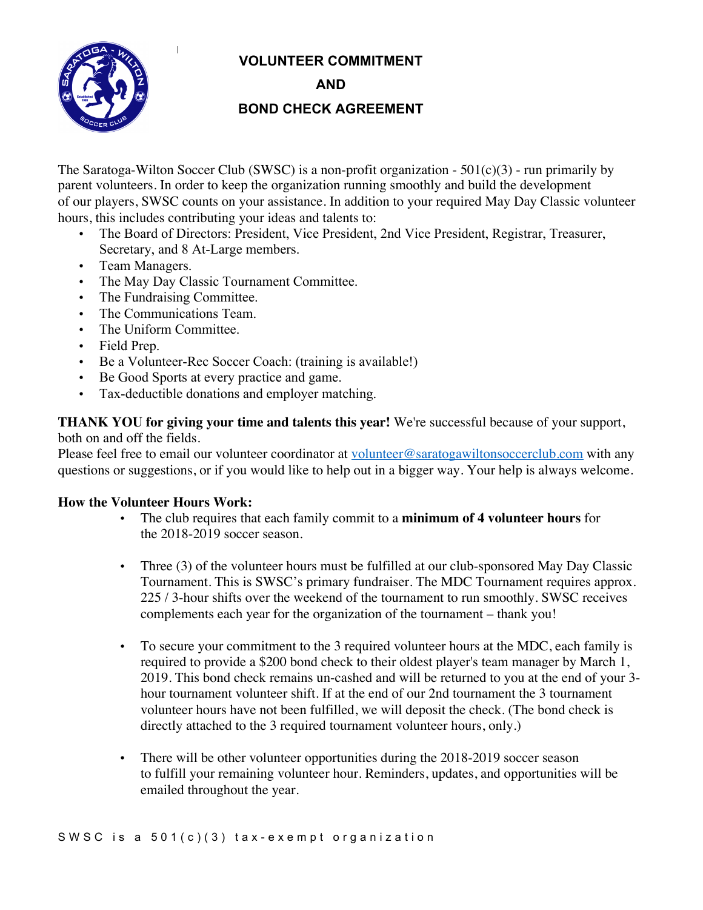# VOLUNTEER COMMITMENT AND BOND CHECK AGREEMENT

The Saratoga-Wilton Soccer Club (SWSC) is a non-profit organization - 501(c)(3) - run primarily by parent volunteers. In order to keep the organization running smoothly and build the development of our players, SWSC counts on your assistance. In addition to your required May Day Classic volunteer hours, this includes contributing your ideas and talents to:

- The Board of Directors: President, Vice President, 2nd Vice President, Registrar, Treasurer, Secretary, and 8 At-Large members.
- Team Managers.
- The May Day Classic Tournament Committee.
- The Fundraising Committee.
- The Communications Team.
- The Uniform Committee.
- Field Prep.
- Be a Volunteer-Rec Soccer Coach: (training is available!)
- Be Good Sports at every practice and game.
- Tax-deductible donations and employer matching.

**THANK YOU for giving your time and talents this year!** We're successful because of your support, both on and off the fields.
Please feel free to email our volunteer coordinator at volunteer@saratogawiltonsoccerclub.com with any questions or suggestions, or if you would like to help out in a bigger way. Your help is always welcome.

**How the Volunteer Hours Work:**

- The club requires that each family commit to a **minimum of 4 volunteer hours** for the 2018-2019 soccer season.

- Three (3) of the volunteer hours must be fulfilled at our club-sponsored May Day Classic Tournament. This is SWSC's primary fundraiser. The MDC Tournament requires approx. 225 / 3-hour shifts over the weekend of the tournament to run smoothly. SWSC receives complements each year for the organization of the tournament – thank you!

- To secure your commitment to the 3 required volunteer hours at the MDC, each family is required to provide a $200 bond check to their oldest player's team manager by March 1, 2019. This bond check remains un-cashed and will be returned to you at the end of your 3-hour tournament volunteer shift. If at the end of our 2nd tournament the 3 tournament volunteer hours have not been fulfilled, we will deposit the check. (The bond check is directly attached to the 3 required tournament volunteer hours, only.)

- There will be other volunteer opportunities during the 2018-2019 soccer season to fulfill your remaining volunteer hour. Reminders, updates, and opportunities will be emailed throughout the year.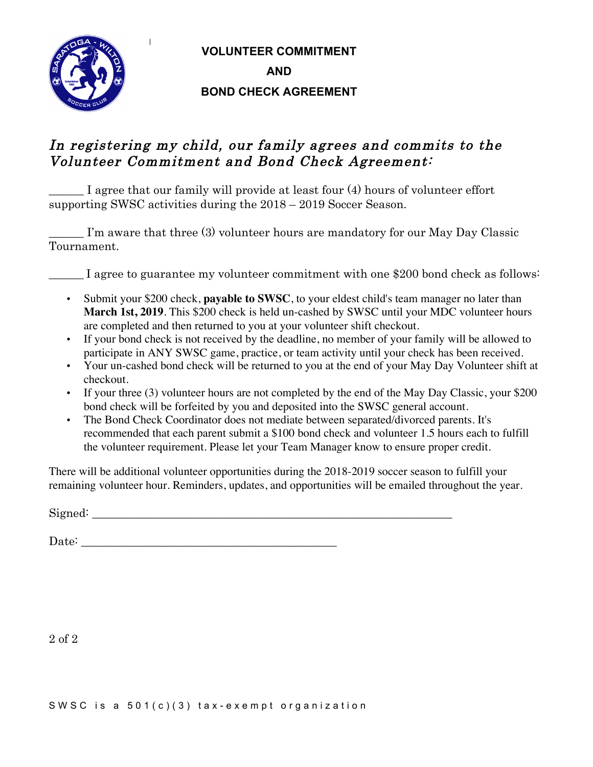# VOLUNTEER COMMITMENT AND BOND CHECK AGREEMENT

*In registering my child, our family agrees and commits to the Volunteer Commitment and Bond Check Agreement:*

______ I agree that our family will provide at least four (4) hours of volunteer effort supporting SWSC activities during the 2018 – 2019 Soccer Season.

______ I'm aware that three (3) volunteer hours are mandatory for our May Day Classic Tournament.

______ I agree to guarantee my volunteer commitment with one $200 bond check as follows:

- Submit your $200 check, **payable to SWSC**, to your eldest child's team manager no later than **March 1st, 2019**. This $200 check is held un-cashed by SWSC until your MDC volunteer hours are completed and then returned to you at your volunteer shift checkout.
- If your bond check is not received by the deadline, no member of your family will be allowed to participate in ANY SWSC game, practice, or team activity until your check has been received.
- Your un-cashed bond check will be returned to you at the end of your May Day Volunteer shift at checkout.
- If your three (3) volunteer hours are not completed by the end of the May Day Classic, your $200 bond check will be forfeited by you and deposited into the SWSC general account.
- The Bond Check Coordinator does not mediate between separated/divorced parents. It's recommended that each parent submit a $100 bond check and volunteer 1.5 hours each to fulfill the volunteer requirement. Please let your Team Manager know to ensure proper credit.

There will be additional volunteer opportunities during the 2018-2019 soccer season to fulfill your remaining volunteer hour. Reminders, updates, and opportunities will be emailed throughout the year.

Signed: ______________________________________________________________

Date: ____________________________________________

SWSC is a 501(c)(3) tax-exempt organization